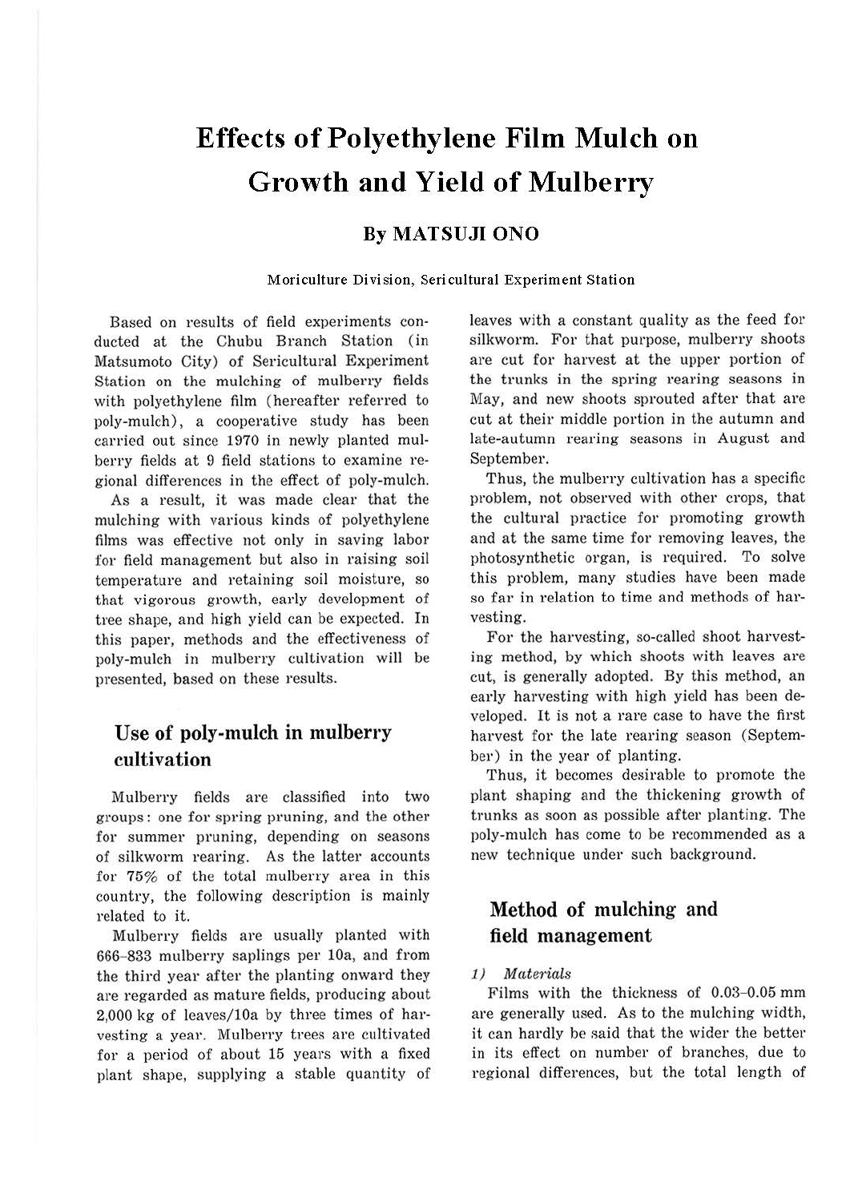# Effects of Polyethylene Film Mulch on Growth and Yield of Mulberry

## By MATSUJI ONO

Moriculture Division, Sericultural Experiment Station

Based on results of field experiments conducted at the Chubu Branch Station (in Matsumoto City) of Sericultural Experiment Station on the mulching of mulberry fields with polyethylene film (hereafter referred to poly-mulch), a cooperative study has been carried out since 1970 in newly planted mulberry fields at 9 field stations to examine regional differences in the effect of poly-mulch.

As a result, it was made clear that the mulching with various kinds of polyethylene films was effective not only in saving labor for field management but also in raising soil temperature and retaining soil moisture, so that vigorous growth, early development of tree shape, and high yield can be expected. In this paper, methods and the effectiveness of poly-mulch in mulberry cultivation will be presented, based on these results.

## Use of poly-mulch in mulberry cultivation

Mulberry fields are classified into two groups: one for spring pruning, and the other for summer pruning, depending on seasons of silkworm rearing. As the latter accounts for 75% of the total mulberry area in this country, the following description is mainly related to it.

Mulberry fields are usually planted with 666–833 mulberry saplings per 10a, and from the third year after the planting onward they are regarded as mature fields, producing about 2,000 kg of leaves/10a by three times of harvesting a year. Mulberry trees are cultivated for a period of about 15 years with a fixed plant shape, supplying a stable quantity of leaves with a constant quality as the feed for silkworm. For that purpose, mulberry shoots are cut for harvest at the upper portion of the trunks in the spring rearing seasons in May, and new shoots sprouted after that are cut at their middle portion in the autumn and late-autumn rearing seasons in August and September.

Thus, the mulberry cultivation has a specific problem, not observed with other crops, that the cultural practice for promoting growth and at the same time for removing leaves, the photosynthetic organ, is required. To solve this problem, many studies have been made so far in relation to time and methods of harvesting.

For the harvesting, so-called shoot harvesting method, by which shoots with leaves are cut, is generally adopted. By this method, an early harvesting with high yield has been developed. It is not a rare case to have the first harvest for the late rearing season (September) in the year of planting.

Thus, it becomes desirable to promote the plant shaping and the thickening growth of trunks as soon as possible after planting. The poly-mulch has come to be recommended as a new technique under such background.

## Method of mulching and field management

### 1) *Materials*

Films with the thickness of 0.03–0.05 mm are generally used. As to the mulching width, it can hardly be said that the wider the better in its effect on number of branches, due to regional differences, but the total length of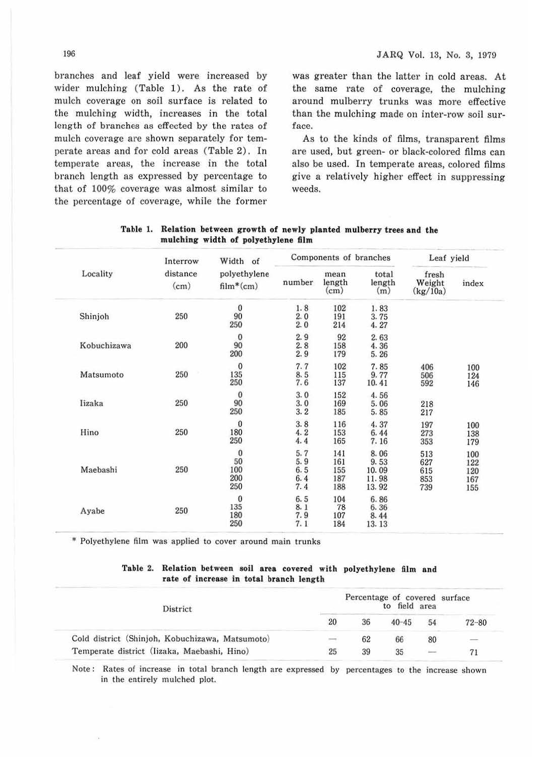branches and leaf yield were increased by wider mulching (Table 1). As the rate of mulch coverage on soil surface is related to the mulching width, increases in the total length of branches as effected by the rates of mulch coverage are shown separately for temperate areas and for cold areas (Table 2). In temperate areas, the increase in the total branch length as expressed by percentage to that of 100% coverage was almost similar to the percentage of coverage, while the former was greater than the latter in cold areas. At the same rate of coverage, the mulching around mulberry trunks was more effective than the mulching made on inter-row soil surface.

As to the kinds of films, transparent films are used, but green- or black-colored films can also be used. In temperate areas, colored films give a relatively higher effect in suppressing weeds.

**Table 1. Relation between growth of newly planted mulberry trees and the mulching width of polyethylene film**

| Locality | Interrow distance (cm) | Width of polyethylene film* (cm) | Components of branches | | | Leaf yield | |
|---|---|---|---|---|---|---|---|
| | | | number | mean length (cm) | total length (m) | fresh Weight (kg/10a) | index |
| Shinjoh | 250 | 0 | 1.8 | 102 | 1.83 | | |
| | | 90 | 2.0 | 191 | 3.75 | | |
| | | 250 | 2.0 | 214 | 4.27 | | |
| Kobuchizawa | 200 | 0 | 2.9 | 92 | 2.63 | | |
| | | 90 | 2.8 | 158 | 4.36 | | |
| | | 200 | 2.9 | 179 | 5.26 | | |
| Matsumoto | 250 | 0 | 7.7 | 102 | 7.85 | 406 | 100 |
| | | 135 | 8.5 | 115 | 9.77 | 506 | 124 |
| | | 250 | 7.6 | 137 | 10.41 | 592 | 146 |
| Iizaka | 250 | 0 | 3.0 | 152 | 4.56 | | |
| | | 90 | 3.0 | 169 | 5.06 | 218 | |
| | | 250 | 3.2 | 185 | 5.85 | 217 | |
| Hino | 250 | 0 | 3.8 | 116 | 4.37 | 197 | 100 |
| | | 180 | 4.2 | 153 | 6.44 | 273 | 138 |
| | | 250 | 4.4 | 165 | 7.16 | 353 | 179 |
| Maebashi | 250 | 0 | 5.7 | 141 | 8.06 | 513 | 100 |
| | | 50 | 5.9 | 161 | 9.53 | 627 | 122 |
| | | 100 | 6.5 | 155 | 10.09 | 615 | 120 |
| | | 200 | 6.4 | 187 | 11.98 | 853 | 167 |
| | | 250 | 7.4 | 188 | 13.92 | 739 | 155 |
| Ayabe | 250 | 0 | 6.5 | 104 | 6.86 | | |
| | | 135 | 8.1 | 78 | 6.36 | | |
| | | 180 | 7.9 | 107 | 8.44 | | |
| | | 250 | 7.1 | 184 | 13.13 | | |

\* Polyethylene film was applied to cover around main trunks

**Table 2. Relation between soil area covered with polyethylene film and rate of increase in total branch length**

| District | Percentage of covered surface to field area | | | | |
|---|---|---|---|---|---|
| | 20 | 36 | 40–45 | 54 | 72–80 |
| Cold district (Shinjoh, Kobuchizawa, Matsumoto) | — | 62 | 66 | 80 | — |
| Temperate district (Iizaka, Maebashi, Hino) | 25 | 39 | 35 | — | 71 |

Note: Rates of increase in total branch length are expressed by percentages to the increase shown in the entirely mulched plot.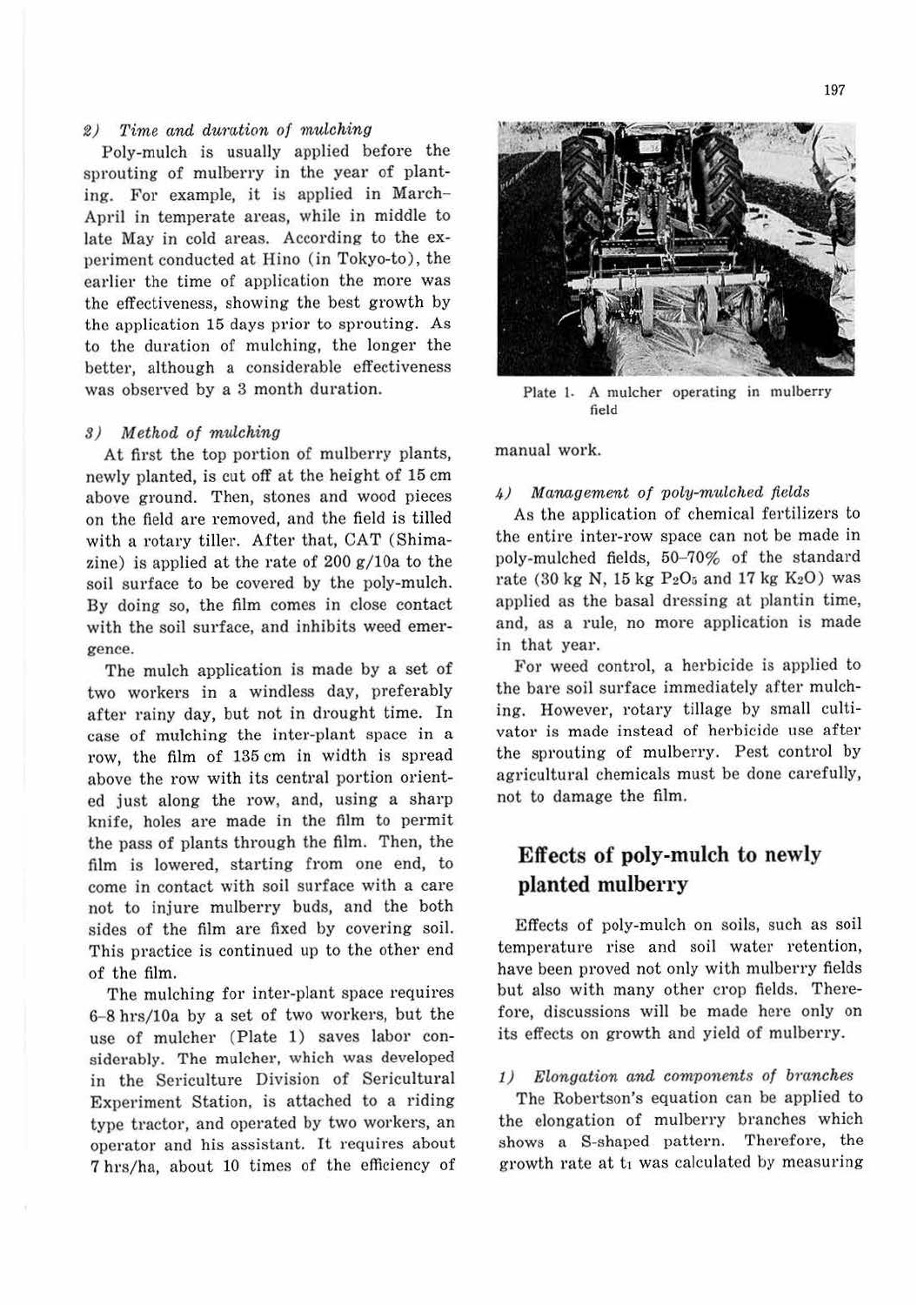### 2) *Time and duration of mulching*

Poly-mulch is usually applied before the sprouting of mulberry in the year of planting. For example, it is applied in March–April in temperate areas, while in middle to late May in cold areas. According to the experiment conducted at Hino (in Tokyo-to), the earlier the time of application the more was the effectiveness, showing the best growth by the application 15 days prior to sprouting. As to the duration of mulching, the longer the better, although a considerable effectiveness was observed by a 3 month duration.

### 3) *Method of mulching*

At first the top portion of mulberry plants, newly planted, is cut off at the height of 15 cm above ground. Then, stones and wood pieces on the field are removed, and the field is tilled with a rotary tiller. After that, CAT (Shimazine) is applied at the rate of 200 g/10a to the soil surface to be covered by the poly-mulch. By doing so, the film comes in close contact with the soil surface, and inhibits weed emergence.

The mulch application is made by a set of two workers in a windless day, preferably after rainy day, but not in drought time. In case of mulching the inter-plant space in a row, the film of 135 cm in width is spread above the row with its central portion oriented just along the row, and, using a sharp knife, holes are made in the film to permit the pass of plants through the film. Then, the film is lowered, starting from one end, to come in contact with soil surface with a care not to injure mulberry buds, and the both sides of the film are fixed by covering soil. This practice is continued up to the other end of the film.

The mulching for inter-plant space requires 6–8 hrs/10a by a set of two workers, but the use of mulcher (Plate 1) saves labor considerably. The mulcher, which was developed in the Sericulture Division of Sericultural Experiment Station, is attached to a riding type tractor, and operated by two workers, an operator and his assistant. It requires about 7 hrs/ha, about 10 times of the efficiency of manual work.

Plate 1. A mulcher operating in mulberry field

### 4) *Management of poly-mulched fields*

As the application of chemical fertilizers to the entire inter-row space can not be made in poly-mulched fields, 50–70% of the standard rate (30 kg N, 15 kg $P_2O_5$ and 17 kg $K_2O$) was applied as the basal dressing at plantin time, and, as a rule, no more application is made in that year.

For weed control, a herbicide is applied to the bare soil surface immediately after mulching. However, rotary tillage by small cultivator is made instead of herbicide use after the sprouting of mulberry. Pest control by agricultural chemicals must be done carefully, not to damage the film.

## Effects of poly-mulch to newly planted mulberry

Effects of poly-mulch on soils, such as soil temperature rise and soil water retention, have been proved not only with mulberry fields but also with many other crop fields. Therefore, discussions will be made here only on its effects on growth and yield of mulberry.

### 1) *Elongation and components of branches*

The Robertson's equation can be applied to the elongation of mulberry branches which shows a S-shaped pattern. Therefore, the growth rate at $t_1$ was calculated by measuring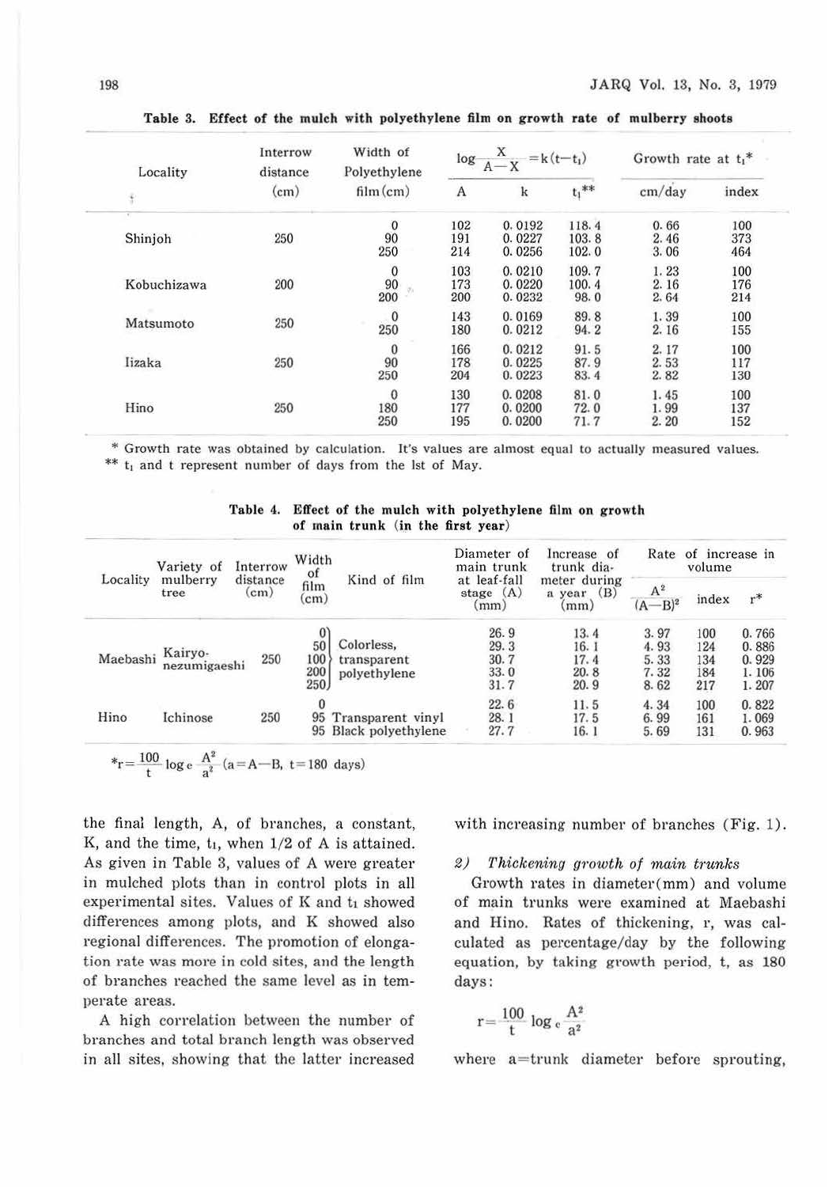**Table 3. Effect of the mulch with polyethylene film on growth rate of mulberry shoots**

| Locality | Interrow distance (cm) | Width of Polyethylene film (cm) | $\log\frac{X}{A-X}=k(t-t_1)$ | | | Growth rate at $t_1$* | |
|---|---|---|---|---|---|---|---|
| | | | A | k | $t_1$** | cm/day | index |
| Shinjoh | 250 | 0 | 102 | 0.0192 | 118.4 | 0.66 | 100 |
| | | 90 | 191 | 0.0227 | 103.8 | 2.46 | 373 |
| | | 250 | 214 | 0.0256 | 102.0 | 3.06 | 464 |
| Kobuchizawa | 200 | 0 | 103 | 0.0210 | 109.7 | 1.23 | 100 |
| | | 90 | 173 | 0.0220 | 100.4 | 2.16 | 176 |
| | | 200 | 200 | 0.0232 | 98.0 | 2.64 | 214 |
| Matsumoto | 250 | 0 | 143 | 0.0169 | 89.8 | 1.39 | 100 |
| | | 250 | 180 | 0.0212 | 94.2 | 2.16 | 155 |
| Iizaka | 250 | 0 | 166 | 0.0212 | 91.5 | 2.17 | 100 |
| | | 90 | 178 | 0.0225 | 87.9 | 2.53 | 117 |
| | | 250 | 204 | 0.0223 | 83.4 | 2.82 | 130 |
| Hino | 250 | 0 | 130 | 0.0208 | 81.0 | 1.45 | 100 |
| | | 180 | 177 | 0.0200 | 72.0 | 1.99 | 137 |
| | | 250 | 195 | 0.0200 | 71.7 | 2.20 | 152 |

\* Growth rate was obtained by calculation. It's values are almost equal to actually measured values.
\*\* $t_1$ and t represent number of days from the lst of May.

**Table 4. Effect of the mulch with polyethylene film on growth of main trunk (in the first year)**

| Locality | Variety of mulberry tree | Interrow distance (cm) | Width of film (cm) | Kind of film | Diameter of main trunk at leaf-fall stage (A) (mm) | Increase of trunk diameter during a year (B) (mm) | Rate of increase in volume | | |
|---|---|---|---|---|---|---|---|---|---|
| | | | | | | | $\frac{A^2}{(A-B)^2}$ | index | r* |
| Maebashi | Kairyo-nezumigaeshi | 250 | 0 | Colorless, transparent polyethylene | 26.9 | 13.4 | 3.97 | 100 | 0.766 |
| | | | 50 | | 29.3 | 16.1 | 4.93 | 124 | 0.886 |
| | | | 100 | | 30.7 | 17.4 | 5.33 | 134 | 0.929 |
| | | | 200 | | 33.0 | 20.8 | 7.32 | 184 | 1.106 |
| | | | 250 | | 31.7 | 20.9 | 8.62 | 217 | 1.207 |
| Hino | Ichinose | 250 | 0 | | 22.6 | 11.5 | 4.34 | 100 | 0.822 |
| | | | 95 | Transparent vinyl | 28.1 | 17.5 | 6.99 | 161 | 1.069 |
| | | | 95 | Black polyethylene | 27.7 | 16.1 | 5.69 | 131 | 0.963 |

$*r=\frac{100}{t}\log_e\frac{A^2}{a^2}$ ($a=A-B$, $t=180$ days)

the final length, A, of branches, a constant, K, and the time, $t_1$, when 1/2 of A is attained. As given in Table 3, values of A were greater in mulched plots than in control plots in all experimental sites. Values of K and $t_1$ showed differences among plots, and K showed also regional differences. The promotion of elongation rate was more in cold sites, and the length of branches reached the same level as in temperate areas.

A high correlation between the number of branches and total branch length was observed in all sites, showing that the latter increased with increasing number of branches (Fig. 1).

*2) Thickening growth of main trunks*

Growth rates in diameter(mm) and volume of main trunks were examined at Maebashi and Hino. Rates of thickening, r, was calculated as percentage/day by the following equation, by taking growth period, t, as 180 days:

$$r=\frac{100}{t}\log_e\frac{A^2}{a^2}$$

where a=trunk diameter before sprouting,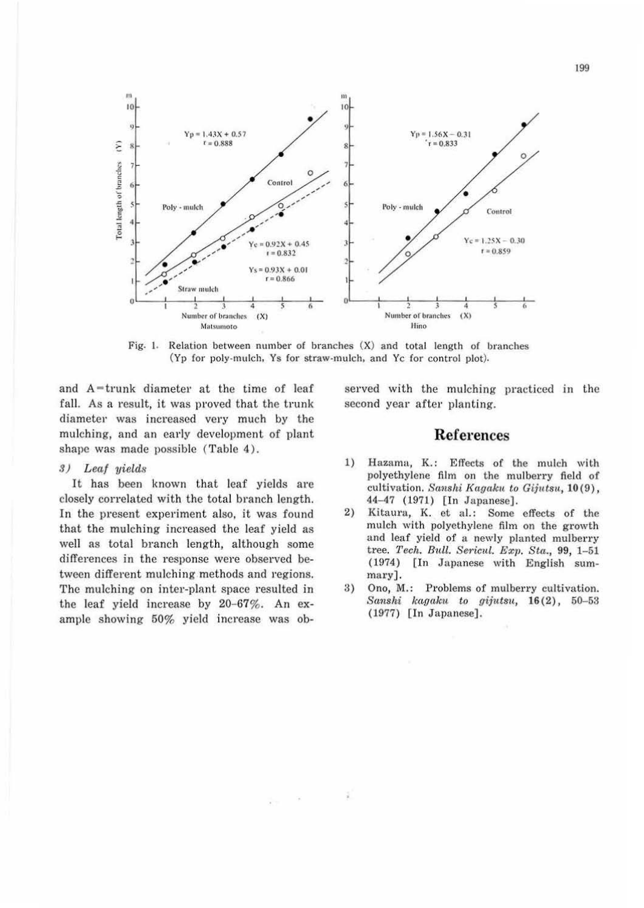m
10
9
8
7
6
5
4
3
2
1
0

Total length of branches (Y)

$Y_p = 1.43X + 0.57$
$r = 0.888$

Control

Poly - mulch

$Y_c = 0.92X + 0.45$
$r = 0.832$

$Y_s = 0.93X + 0.01$
$r = 0.866$

Straw mulch

1 2 3 4 5 6
Number of branches (X)
Matsumoto

m
10
9
8
7
6
5
4
3
2
1
0

$Y_p = 1.56X - 0.31$
$r = 0.833$

Poly - mulch

Control

$Y_c = 1.25X - 0.30$
$r = 0.859$

1 2 3 4 5 6
Number of branches (X)
Hino

Fig. 1. Relation between number of branches (X) and total length of branches ($Y_p$ for poly-mulch, $Y_s$ for straw-mulch, and $Y_c$ for control plot).

and A=trunk diameter at the time of leaf fall. As a result, it was proved that the trunk diameter was increased very much by the mulching, and an early development of plant shape was made possible (Table 4).

### *3) Leaf yields*

It has been known that leaf yields are closely correlated with the total branch length. In the present experiment also, it was found that the mulching increased the leaf yield as well as total branch length, although some differences in the response were observed between different mulching methods and regions. The mulching on inter-plant space resulted in the leaf yield increase by 20–67%. An example showing 50% yield increase was observed with the mulching practiced in the second year after planting.

## References

1) Hazama, K.: Effects of the mulch with polyethylene film on the mulberry field of cultivation. *Sanshi Kagaku to Gijutsu*, **10**(9), 44–47 (1971) [In Japanese].
2) Kitaura, K. et al.: Some effects of the mulch with polyethylene film on the growth and leaf yield of a newly planted mulberry tree. *Tech. Bull. Sericul. Exp. Sta.*, **99**, 1–51 (1974) [In Japanese with English summary].
3) Ono, M.: Problems of mulberry cultivation. *Sanshi kagaku to gijutsu*, **16**(2), 50–53 (1977) [In Japanese].